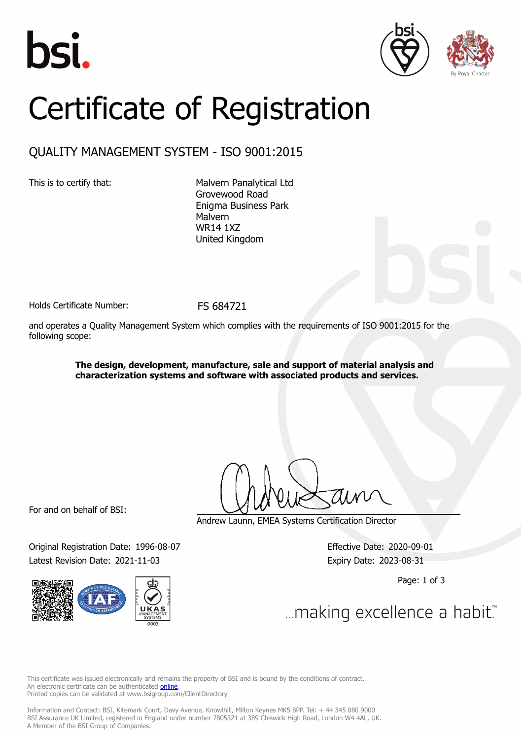# Certificate of Registration

## QUALITY MANAGEMENT SYSTEM - ISO 9001:2015

This is to certify that:

Malvern Panalytical Ltd
Grovewood Road
Enigma Business Park
Malvern
WR14 1XZ
United Kingdom

Holds Certificate Number: FS 684721

and operates a Quality Management System which complies with the requirements of ISO 9001:2015 for the following scope:

**The design, development, manufacture, sale and support of material analysis and characterization systems and software with associated products and services.**

For and on behalf of BSI:

Andrew Launn, EMEA Systems Certification Director

Original Registration Date: 1996-08-07
Latest Revision Date: 2021-11-03

Effective Date: 2020-09-01
Expiry Date: 2023-08-31

...making excellence a habit.™

This certificate was issued electronically and remains the property of BSI and is bound by the conditions of contract.
An electronic certificate can be authenticated online.
Printed copies can be validated at www.bsigroup.com/ClientDirectory

Information and Contact: BSI, Kitemark Court, Davy Avenue, Knowlhill, Milton Keynes MK5 8PP. Tel: + 44 345 080 9000
BSI Assurance UK Limited, registered in England under number 7805321 at 389 Chiswick High Road, London W4 4AL, UK.
A Member of the BSI Group of Companies.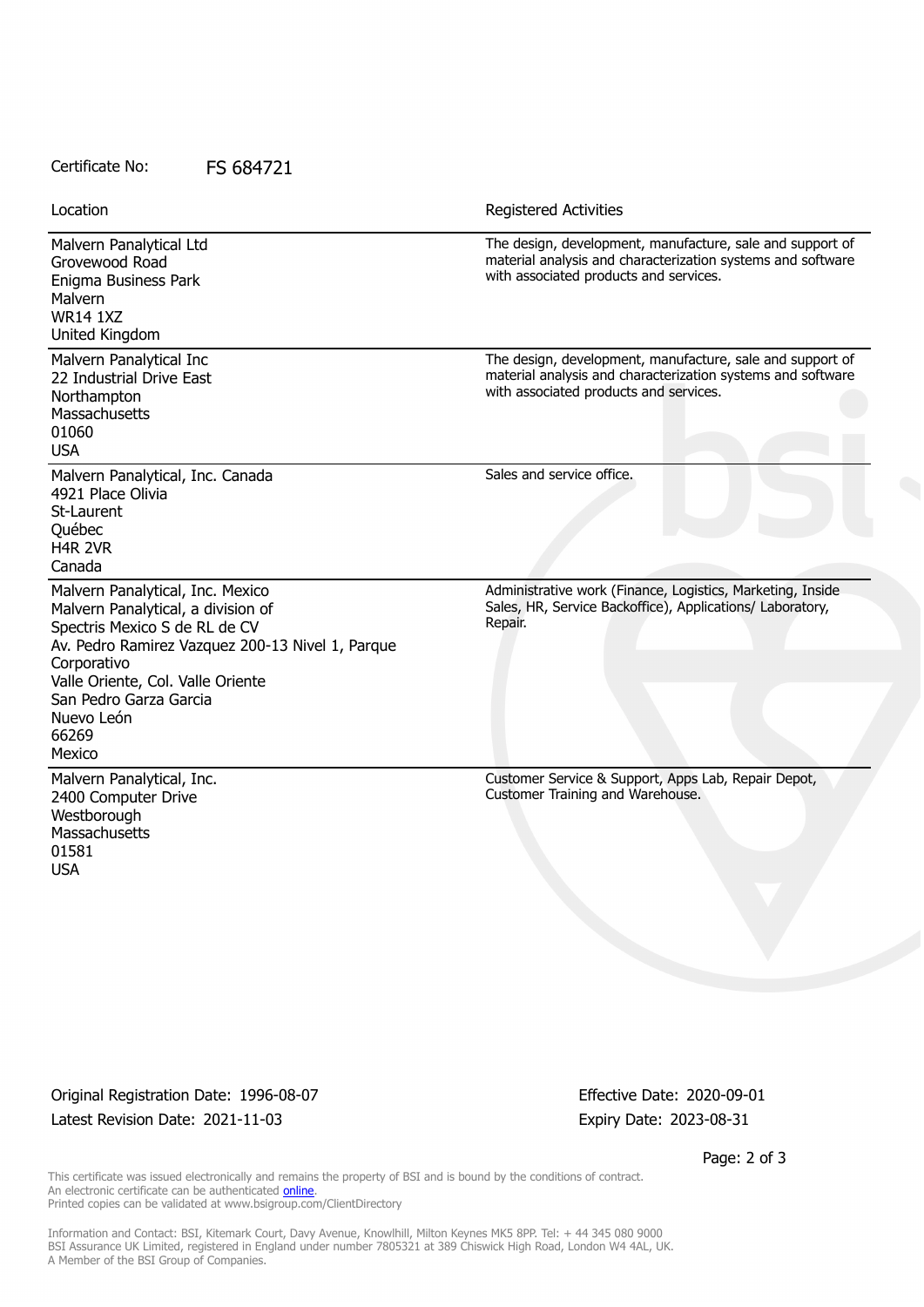Certificate No: FS 684721

| Location | Registered Activities |
|---|---|
| Malvern Panalytical Ltd<br>Grovewood Road<br>Enigma Business Park<br>Malvern<br>WR14 1XZ<br>United Kingdom | The design, development, manufacture, sale and support of material analysis and characterization systems and software with associated products and services. |
| Malvern Panalytical Inc<br>22 Industrial Drive East<br>Northampton<br>Massachusetts<br>01060<br>USA | The design, development, manufacture, sale and support of material analysis and characterization systems and software with associated products and services. |
| Malvern Panalytical, Inc. Canada<br>4921 Place Olivia<br>St-Laurent<br>Québec<br>H4R 2VR<br>Canada | Sales and service office. |
| Malvern Panalytical, Inc. Mexico<br>Malvern Panalytical, a division of Spectris Mexico S de RL de CV<br>Av. Pedro Ramirez Vazquez 200-13 Nivel 1, Parque Corporativo<br>Valle Oriente, Col. Valle Oriente<br>San Pedro Garza Garcia<br>Nuevo León<br>66269<br>Mexico | Administrative work (Finance, Logistics, Marketing, Inside Sales, HR, Service Backoffice), Applications/ Laboratory, Repair. |
| Malvern Panalytical, Inc.<br>2400 Computer Drive<br>Westborough<br>Massachusetts<br>01581<br>USA | Customer Service & Support, Apps Lab, Repair Depot, Customer Training and Warehouse. |

Original Registration Date: 1996-08-07

Latest Revision Date: 2021-11-03

Effective Date: 2020-09-01

Expiry Date: 2023-08-31

This certificate was issued electronically and remains the property of BSI and is bound by the conditions of contract.
An electronic certificate can be authenticated online.
Printed copies can be validated at www.bsigroup.com/ClientDirectory

Information and Contact: BSI, Kitemark Court, Davy Avenue, Knowlhill, Milton Keynes MK5 8PP. Tel: + 44 345 080 9000
BSI Assurance UK Limited, registered in England under number 7805321 at 389 Chiswick High Road, London W4 4AL, UK.
A Member of the BSI Group of Companies.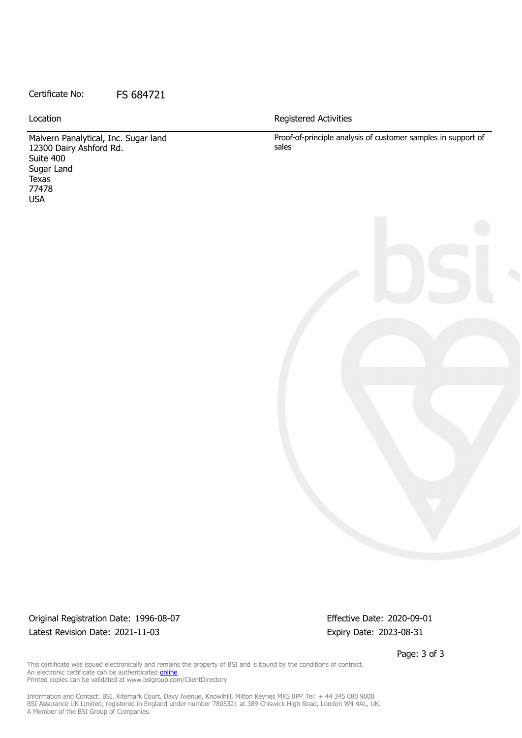Certificate No: FS 684721

| Location | Registered Activities |
| --- | --- |
| Malvern Panalytical, Inc. Sugar land<br>12300 Dairy Ashford Rd.<br>Suite 400<br>Sugar Land<br>Texas<br>77478<br>USA | Proof-of-principle analysis of customer samples in support of sales |

Original Registration Date: 1996-08-07

Latest Revision Date: 2021-11-03

Effective Date: 2020-09-01

Expiry Date: 2023-08-31

This certificate was issued electronically and remains the property of BSI and is bound by the conditions of contract.
An electronic certificate can be authenticated online.
Printed copies can be validated at www.bsigroup.com/ClientDirectory

Information and Contact: BSI, Kitemark Court, Davy Avenue, Knowlhill, Milton Keynes MK5 8PP. Tel: + 44 345 080 9000
BSI Assurance UK Limited, registered in England under number 7805321 at 389 Chiswick High Road, London W4 4AL, UK.
A Member of the BSI Group of Companies.